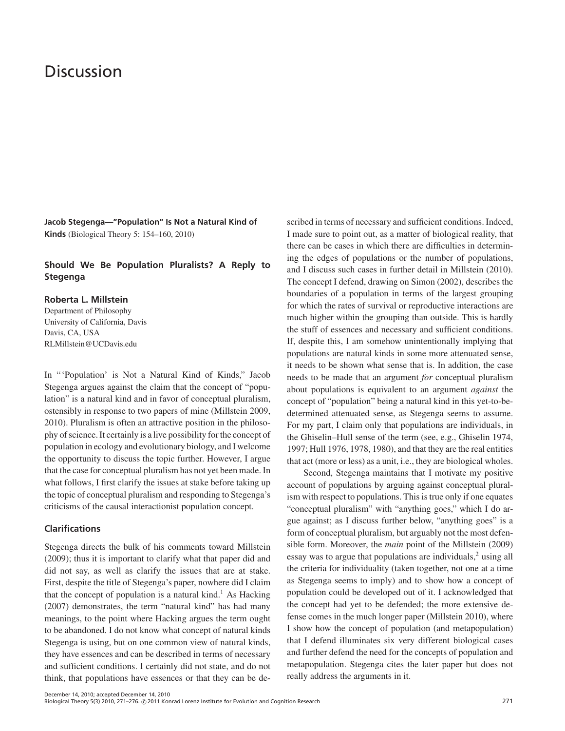# Discussion

**Jacob Stegenga—"Population" Is Not a Natural Kind of Kinds** (Biological Theory 5: 154–160, 2010)

## Should We Be Population Pluralists? A Reply to Stegenga

**Roberta L. Millstein**
Department of Philosophy
University of California, Davis
Davis, CA, USA
RLMillstein@UCDavis.edu

In "'Population' is Not a Natural Kind of Kinds," Jacob Stegenga argues against the claim that the concept of "population" is a natural kind and in favor of conceptual pluralism, ostensibly in response to two papers of mine (Millstein 2009, 2010). Pluralism is often an attractive position in the philosophy of science. It certainly is a live possibility for the concept of population in ecology and evolutionary biology, and I welcome the opportunity to discuss the topic further. However, I argue that the case for conceptual pluralism has not yet been made. In what follows, I first clarify the issues at stake before taking up the topic of conceptual pluralism and responding to Stegenga's criticisms of the causal interactionist population concept.

### Clarifications

Stegenga directs the bulk of his comments toward Millstein (2009); thus it is important to clarify what that paper did and did not say, as well as clarify the issues that are at stake. First, despite the title of Stegenga's paper, nowhere did I claim that the concept of population is a natural kind.[1] As Hacking (2007) demonstrates, the term "natural kind" has had many meanings, to the point where Hacking argues the term ought to be abandoned. I do not know what concept of natural kinds Stegenga is using, but on one common view of natural kinds, they have essences and can be described in terms of necessary and sufficient conditions. I certainly did not state, and do not think, that populations have essences or that they can be described in terms of necessary and sufficient conditions. Indeed, I made sure to point out, as a matter of biological reality, that there can be cases in which there are difficulties in determining the edges of populations or the number of populations, and I discuss such cases in further detail in Millstein (2010). The concept I defend, drawing on Simon (2002), describes the boundaries of a population in terms of the largest grouping for which the rates of survival or reproductive interactions are much higher within the grouping than outside. This is hardly the stuff of essences and necessary and sufficient conditions. If, despite this, I am somehow unintentionally implying that populations are natural kinds in some more attenuated sense, it needs to be shown what sense that is. In addition, the case needs to be made that an argument *for* conceptual pluralism about populations is equivalent to an argument *against* the concept of "population" being a natural kind in this yet-to-be-determined attenuated sense, as Stegenga seems to assume. For my part, I claim only that populations are individuals, in the Ghiselin–Hull sense of the term (see, e.g., Ghiselin 1974, 1997; Hull 1976, 1978, 1980), and that they are the real entities that act (more or less) as a unit, i.e., they are biological wholes.

Second, Stegenga maintains that I motivate my positive account of populations by arguing against conceptual pluralism with respect to populations. This is true only if one equates "conceptual pluralism" with "anything goes," which I do argue against; as I discuss further below, "anything goes" is a form of conceptual pluralism, but arguably not the most defensible form. Moreover, the *main* point of the Millstein (2009) essay was to argue that populations are individuals,[2] using all the criteria for individuality (taken together, not one at a time as Stegenga seems to imply) and to show how a concept of population could be developed out of it. I acknowledged that the concept had yet to be defended; the more extensive defense comes in the much longer paper (Millstein 2010), where I show how the concept of population (and metapopulation) that I defend illuminates six very different biological cases and further defend the need for the concepts of population and metapopulation. Stegenga cites the later paper but does not really address the arguments in it.

December 14, 2010; accepted December 14, 2010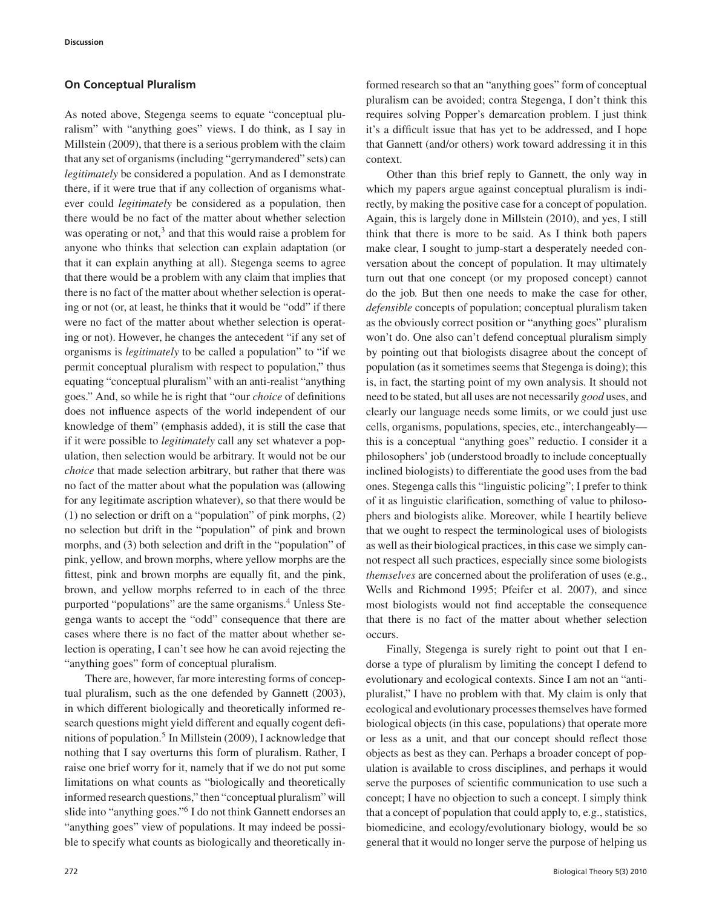## On Conceptual Pluralism

As noted above, Stegenga seems to equate "conceptual pluralism" with "anything goes" views. I do think, as I say in Millstein (2009), that there is a serious problem with the claim that any set of organisms (including "gerrymandered" sets) can *legitimately* be considered a population. And as I demonstrate there, if it were true that if any collection of organisms whatever could *legitimately* be considered as a population, then there would be no fact of the matter about whether selection was operating or not,[3] and that this would raise a problem for anyone who thinks that selection can explain adaptation (or that it can explain anything at all). Stegenga seems to agree that there would be a problem with any claim that implies that there is no fact of the matter about whether selection is operating or not (or, at least, he thinks that it would be "odd" if there were no fact of the matter about whether selection is operating or not). However, he changes the antecedent "if any set of organisms is *legitimately* to be called a population" to "if we permit conceptual pluralism with respect to population," thus equating "conceptual pluralism" with an anti-realist "anything goes." And, so while he is right that "our *choice* of definitions does not influence aspects of the world independent of our knowledge of them" (emphasis added), it is still the case that if it were possible to *legitimately* call any set whatever a population, then selection would be arbitrary. It would not be our *choice* that made selection arbitrary, but rather that there was no fact of the matter about what the population was (allowing for any legitimate ascription whatever), so that there would be (1) no selection or drift on a "population" of pink morphs, (2) no selection but drift in the "population" of pink and brown morphs, and (3) both selection and drift in the "population" of pink, yellow, and brown morphs, where yellow morphs are the fittest, pink and brown morphs are equally fit, and the pink, brown, and yellow morphs referred to in each of the three purported "populations" are the same organisms.[4] Unless Stegenga wants to accept the "odd" consequence that there are cases where there is no fact of the matter about whether selection is operating, I can't see how he can avoid rejecting the "anything goes" form of conceptual pluralism.

There are, however, far more interesting forms of conceptual pluralism, such as the one defended by Gannett (2003), in which different biologically and theoretically informed research questions might yield different and equally cogent definitions of population.[5] In Millstein (2009), I acknowledge that nothing that I say overturns this form of pluralism. Rather, I raise one brief worry for it, namely that if we do not put some limitations on what counts as "biologically and theoretically informed research questions," then "conceptual pluralism" will slide into "anything goes."[6] I do not think Gannett endorses an "anything goes" view of populations. It may indeed be possible to specify what counts as biologically and theoretically informed research so that an "anything goes" form of conceptual pluralism can be avoided; contra Stegenga, I don't think this requires solving Popper's demarcation problem. I just think it's a difficult issue that has yet to be addressed, and I hope that Gannett (and/or others) work toward addressing it in this context.

Other than this brief reply to Gannett, the only way in which my papers argue against conceptual pluralism is indirectly, by making the positive case for a concept of population. Again, this is largely done in Millstein (2010), and yes, I still think that there is more to be said. As I think both papers make clear, I sought to jump-start a desperately needed conversation about the concept of population. It may ultimately turn out that one concept (or my proposed concept) cannot do the job. But then one needs to make the case for other, *defensible* concepts of population; conceptual pluralism taken as the obviously correct position or "anything goes" pluralism won't do. One also can't defend conceptual pluralism simply by pointing out that biologists disagree about the concept of population (as it sometimes seems that Stegenga is doing); this is, in fact, the starting point of my own analysis. It should not need to be stated, but all uses are not necessarily *good* uses, and clearly our language needs some limits, or we could just use cells, organisms, populations, species, etc., interchangeably—this is a conceptual "anything goes" reductio. I consider it a philosophers' job (understood broadly to include conceptually inclined biologists) to differentiate the good uses from the bad ones. Stegenga calls this "linguistic policing"; I prefer to think of it as linguistic clarification, something of value to philosophers and biologists alike. Moreover, while I heartily believe that we ought to respect the terminological uses of biologists as well as their biological practices, in this case we simply cannot respect all such practices, especially since some biologists *themselves* are concerned about the proliferation of uses (e.g., Wells and Richmond 1995; Pfeifer et al. 2007), and since most biologists would not find acceptable the consequence that there is no fact of the matter about whether selection occurs.

Finally, Stegenga is surely right to point out that I endorse a type of pluralism by limiting the concept I defend to evolutionary and ecological contexts. Since I am not an "anti-pluralist," I have no problem with that. My claim is only that ecological and evolutionary processes themselves have formed biological objects (in this case, populations) that operate more or less as a unit, and that our concept should reflect those objects as best as they can. Perhaps a broader concept of population is available to cross disciplines, and perhaps it would serve the purposes of scientific communication to use such a concept; I have no objection to such a concept. I simply think that a concept of population that could apply to, e.g., statistics, biomedicine, and ecology/evolutionary biology, would be so general that it would no longer serve the purpose of helping us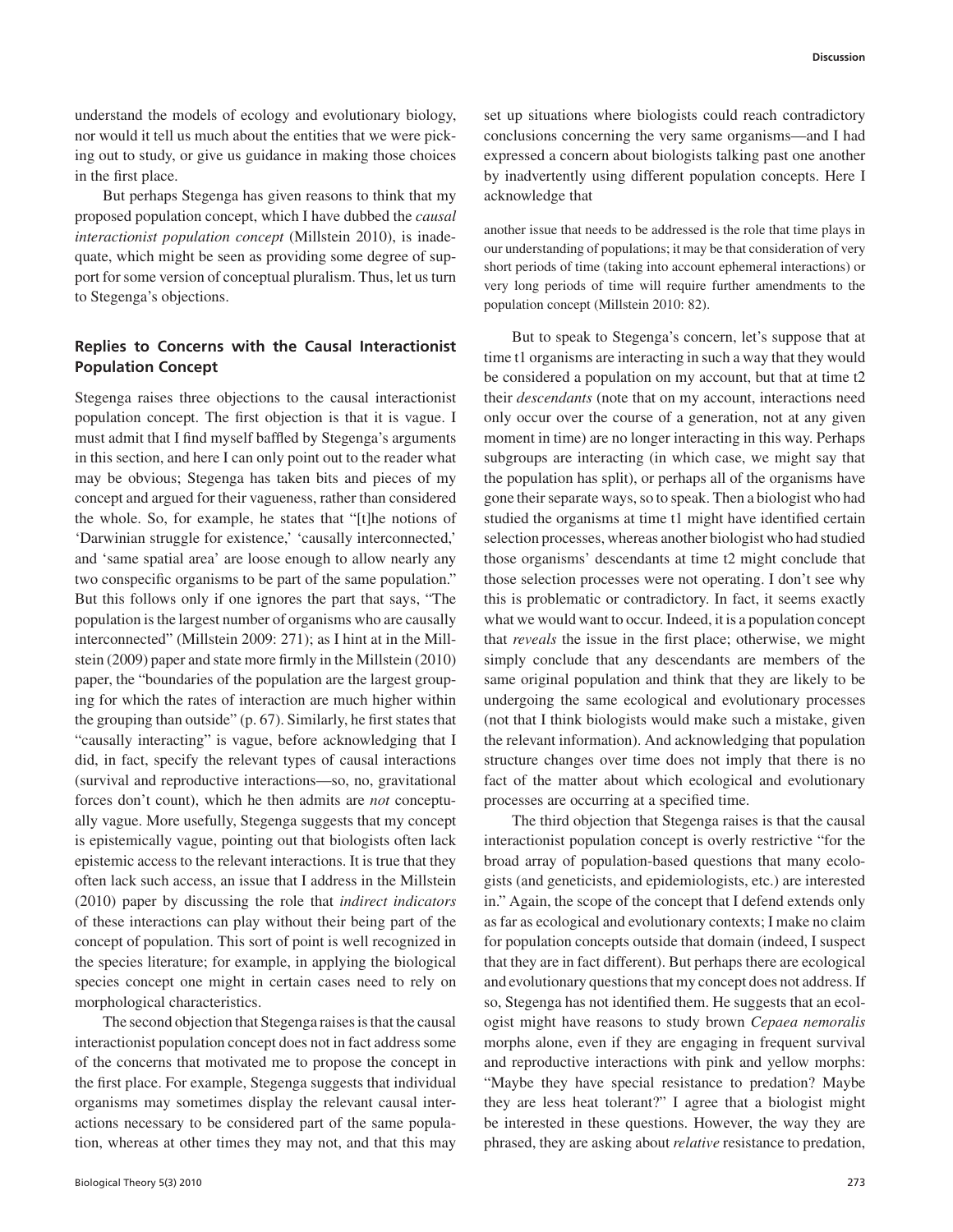understand the models of ecology and evolutionary biology, nor would it tell us much about the entities that we were picking out to study, or give us guidance in making those choices in the first place.

But perhaps Stegenga has given reasons to think that my proposed population concept, which I have dubbed the *causal interactionist population concept* (Millstein 2010), is inadequate, which might be seen as providing some degree of support for some version of conceptual pluralism. Thus, let us turn to Stegenga's objections.

## Replies to Concerns with the Causal Interactionist Population Concept

Stegenga raises three objections to the causal interactionist population concept. The first objection is that it is vague. I must admit that I find myself baffled by Stegenga's arguments in this section, and here I can only point out to the reader what may be obvious; Stegenga has taken bits and pieces of my concept and argued for their vagueness, rather than considered the whole. So, for example, he states that "[t]he notions of 'Darwinian struggle for existence,' 'causally interconnected,' and 'same spatial area' are loose enough to allow nearly any two conspecific organisms to be part of the same population." But this follows only if one ignores the part that says, "The population is the largest number of organisms who are causally interconnected" (Millstein 2009: 271); as I hint at in the Millstein (2009) paper and state more firmly in the Millstein (2010) paper, the "boundaries of the population are the largest grouping for which the rates of interaction are much higher within the grouping than outside" (p. 67). Similarly, he first states that "causally interacting" is vague, before acknowledging that I did, in fact, specify the relevant types of causal interactions (survival and reproductive interactions—so, no, gravitational forces don't count), which he then admits are *not* conceptually vague. More usefully, Stegenga suggests that my concept is epistemically vague, pointing out that biologists often lack epistemic access to the relevant interactions. It is true that they often lack such access, an issue that I address in the Millstein (2010) paper by discussing the role that *indirect indicators* of these interactions can play without their being part of the concept of population. This sort of point is well recognized in the species literature; for example, in applying the biological species concept one might in certain cases need to rely on morphological characteristics.

The second objection that Stegenga raises is that the causal interactionist population concept does not in fact address some of the concerns that motivated me to propose the concept in the first place. For example, Stegenga suggests that individual organisms may sometimes display the relevant causal interactions necessary to be considered part of the same population, whereas at other times they may not, and that this may set up situations where biologists could reach contradictory conclusions concerning the very same organisms—and I had expressed a concern about biologists talking past one another by inadvertently using different population concepts. Here I acknowledge that

> another issue that needs to be addressed is the role that time plays in our understanding of populations; it may be that consideration of very short periods of time (taking into account ephemeral interactions) or very long periods of time will require further amendments to the population concept (Millstein 2010: 82).

But to speak to Stegenga's concern, let's suppose that at time t1 organisms are interacting in such a way that they would be considered a population on my account, but that at time t2 their *descendants* (note that on my account, interactions need only occur over the course of a generation, not at any given moment in time) are no longer interacting in this way. Perhaps subgroups are interacting (in which case, we might say that the population has split), or perhaps all of the organisms have gone their separate ways, so to speak. Then a biologist who had studied the organisms at time t1 might have identified certain selection processes, whereas another biologist who had studied those organisms' descendants at time t2 might conclude that those selection processes were not operating. I don't see why this is problematic or contradictory. In fact, it seems exactly what we would want to occur. Indeed, it is a population concept that *reveals* the issue in the first place; otherwise, we might simply conclude that any descendants are members of the same original population and think that they are likely to be undergoing the same ecological and evolutionary processes (not that I think biologists would make such a mistake, given the relevant information). And acknowledging that population structure changes over time does not imply that there is no fact of the matter about which ecological and evolutionary processes are occurring at a specified time.

The third objection that Stegenga raises is that the causal interactionist population concept is overly restrictive "for the broad array of population-based questions that many ecologists (and geneticists, and epidemiologists, etc.) are interested in." Again, the scope of the concept that I defend extends only as far as ecological and evolutionary contexts; I make no claim for population concepts outside that domain (indeed, I suspect that they are in fact different). But perhaps there are ecological and evolutionary questions that my concept does not address. If so, Stegenga has not identified them. He suggests that an ecologist might have reasons to study brown *Cepaea nemoralis* morphs alone, even if they are engaging in frequent survival and reproductive interactions with pink and yellow morphs: "Maybe they have special resistance to predation? Maybe they are less heat tolerant?" I agree that a biologist might be interested in these questions. However, the way they are phrased, they are asking about *relative* resistance to predation,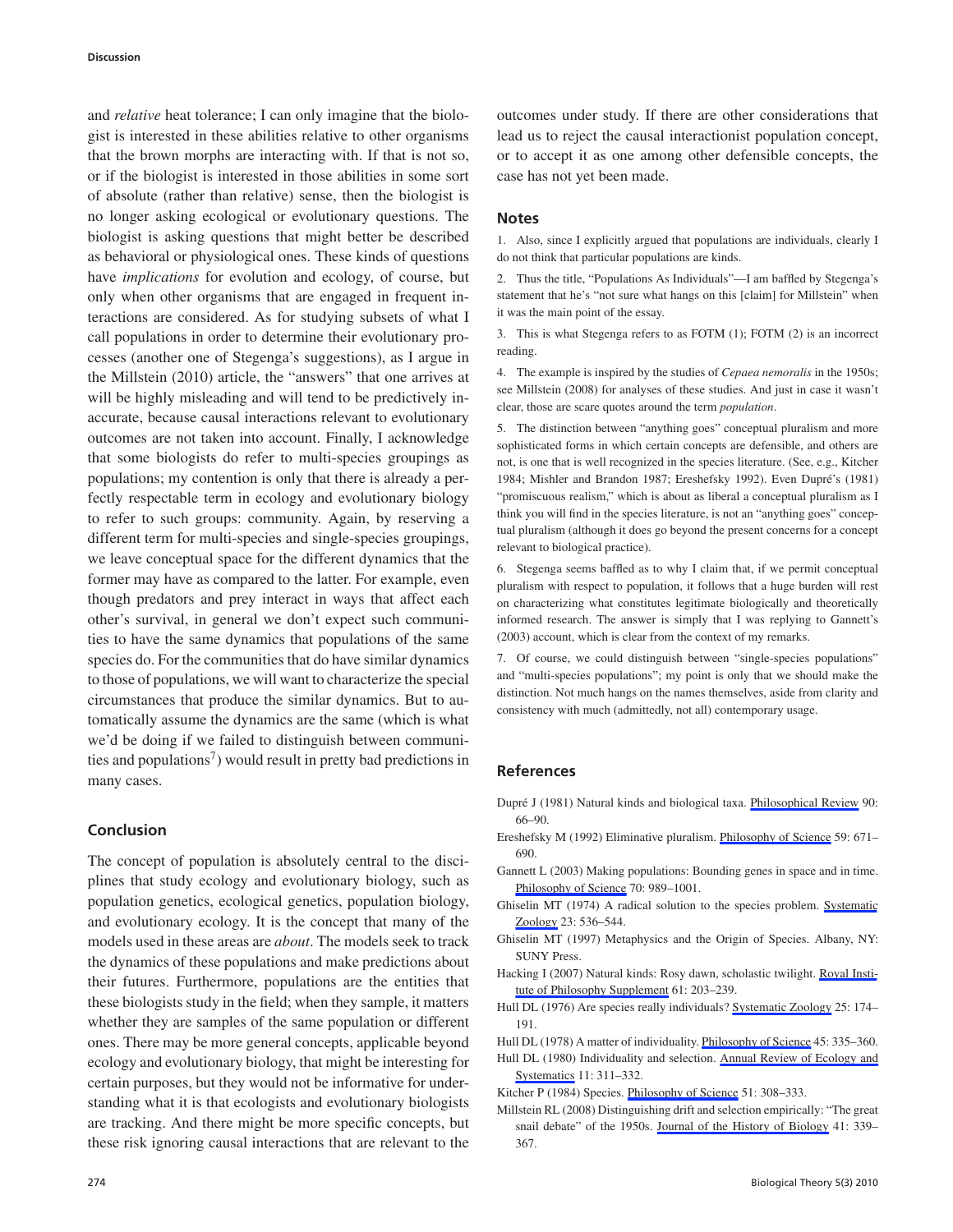and *relative* heat tolerance; I can only imagine that the biologist is interested in these abilities relative to other organisms that the brown morphs are interacting with. If that is not so, or if the biologist is interested in those abilities in some sort of absolute (rather than relative) sense, then the biologist is no longer asking ecological or evolutionary questions. The biologist is asking questions that might better be described as behavioral or physiological ones. These kinds of questions have *implications* for evolution and ecology, of course, but only when other organisms that are engaged in frequent interactions are considered. As for studying subsets of what I call populations in order to determine their evolutionary processes (another one of Stegenga's suggestions), as I argue in the Millstein (2010) article, the "answers" that one arrives at will be highly misleading and will tend to be predictively inaccurate, because causal interactions relevant to evolutionary outcomes are not taken into account. Finally, I acknowledge that some biologists do refer to multi-species groupings as populations; my contention is only that there is already a perfectly respectable term in ecology and evolutionary biology to refer to such groups: community. Again, by reserving a different term for multi-species and single-species groupings, we leave conceptual space for the different dynamics that the former may have as compared to the latter. For example, even though predators and prey interact in ways that affect each other's survival, in general we don't expect such communities to have the same dynamics that populations of the same species do. For the communities that do have similar dynamics to those of populations, we will want to characterize the special circumstances that produce the similar dynamics. But to automatically assume the dynamics are the same (which is what we'd be doing if we failed to distinguish between communities and populations[7]) would result in pretty bad predictions in many cases.

## Conclusion

The concept of population is absolutely central to the disciplines that study ecology and evolutionary biology, such as population genetics, ecological genetics, population biology, and evolutionary ecology. It is the concept that many of the models used in these areas are *about*. The models seek to track the dynamics of these populations and make predictions about their futures. Furthermore, populations are the entities that these biologists study in the field; when they sample, it matters whether they are samples of the same population or different ones. There may be more general concepts, applicable beyond ecology and evolutionary biology, that might be interesting for certain purposes, but they would not be informative for understanding what it is that ecologists and evolutionary biologists are tracking. And there might be more specific concepts, but these risk ignoring causal interactions that are relevant to the outcomes under study. If there are other considerations that lead us to reject the causal interactionist population concept, or to accept it as one among other defensible concepts, the case has not yet been made.

## Notes

1. Also, since I explicitly argued that populations are individuals, clearly I do not think that particular populations are kinds.

2. Thus the title, "Populations As Individuals"—I am baffled by Stegenga's statement that he's "not sure what hangs on this [claim] for Millstein" when it was the main point of the essay.

3. This is what Stegenga refers to as FOTM (1); FOTM (2) is an incorrect reading.

4. The example is inspired by the studies of *Cepaea nemoralis* in the 1950s; see Millstein (2008) for analyses of these studies. And just in case it wasn't clear, those are scare quotes around the term *population*.

5. The distinction between "anything goes" conceptual pluralism and more sophisticated forms in which certain concepts are defensible, and others are not, is one that is well recognized in the species literature. (See, e.g., Kitcher 1984; Mishler and Brandon 1987; Ereshefsky 1992). Even Dupré's (1981) "promiscuous realism," which is about as liberal a conceptual pluralism as I think you will find in the species literature, is not an "anything goes" conceptual pluralism (although it does go beyond the present concerns for a concept relevant to biological practice).

6. Stegenga seems baffled as to why I claim that, if we permit conceptual pluralism with respect to population, it follows that a huge burden will rest on characterizing what constitutes legitimate biologically and theoretically informed research. The answer is simply that I was replying to Gannett's (2003) account, which is clear from the context of my remarks.

7. Of course, we could distinguish between "single-species populations" and "multi-species populations"; my point is only that we should make the distinction. Not much hangs on the names themselves, aside from clarity and consistency with much (admittedly, not all) contemporary usage.

## References

Dupré J (1981) Natural kinds and biological taxa. Philosophical Review 90: 66–90.

Ereshefsky M (1992) Eliminative pluralism. Philosophy of Science 59: 671–690.

Gannett L (2003) Making populations: Bounding genes in space and in time. Philosophy of Science 70: 989–1001.

Ghiselin MT (1974) A radical solution to the species problem. Systematic Zoology 23: 536–544.

Ghiselin MT (1997) Metaphysics and the Origin of Species. Albany, NY: SUNY Press.

Hacking I (2007) Natural kinds: Rosy dawn, scholastic twilight. Royal Institute of Philosophy Supplement 61: 203–239.

Hull DL (1976) Are species really individuals? Systematic Zoology 25: 174–191.

Hull DL (1978) A matter of individuality. Philosophy of Science 45: 335–360.

Hull DL (1980) Individuality and selection. Annual Review of Ecology and Systematics 11: 311–332.

Kitcher P (1984) Species. Philosophy of Science 51: 308–333.

Millstein RL (2008) Distinguishing drift and selection empirically: "The great snail debate" of the 1950s. Journal of the History of Biology 41: 339–367.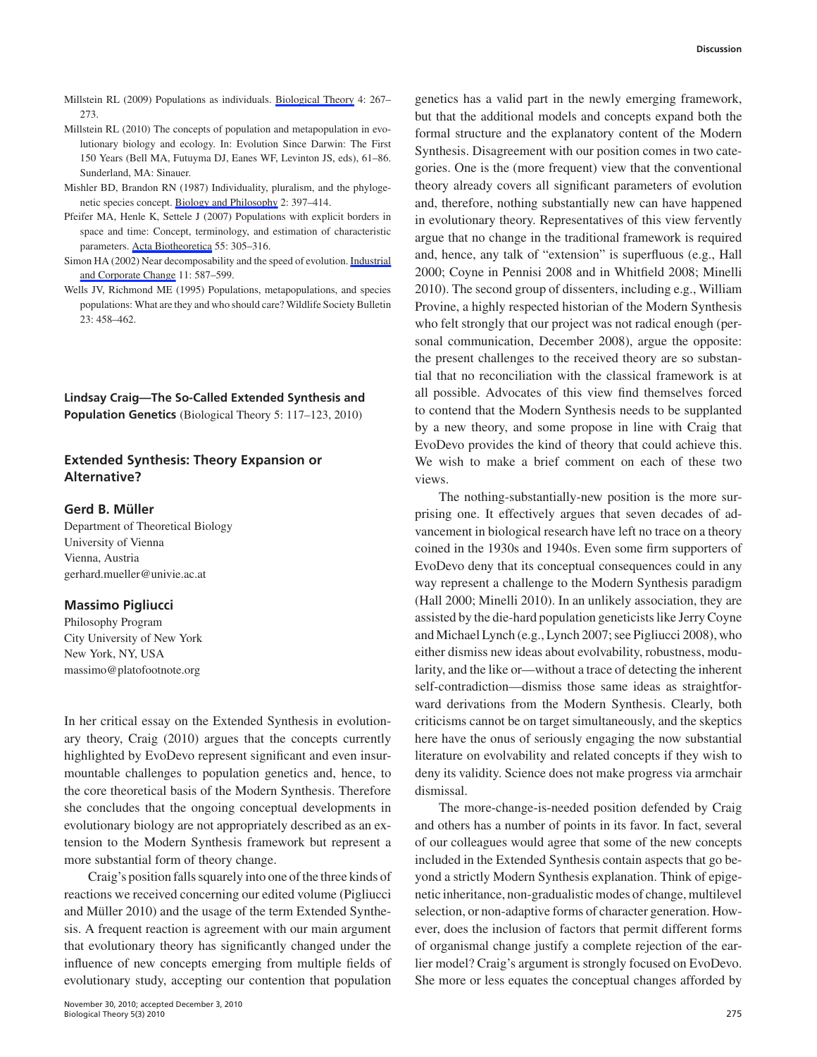Millstein RL (2009) Populations as individuals. Biological Theory 4: 267–273.

Millstein RL (2010) The concepts of population and metapopulation in evolutionary biology and ecology. In: Evolution Since Darwin: The First 150 Years (Bell MA, Futuyma DJ, Eanes WF, Levinton JS, eds), 61–86. Sunderland, MA: Sinauer.

Mishler BD, Brandon RN (1987) Individuality, pluralism, and the phylogenetic species concept. Biology and Philosophy 2: 397–414.

Pfeifer MA, Henle K, Settele J (2007) Populations with explicit borders in space and time: Concept, terminology, and estimation of characteristic parameters. Acta Biotheoretica 55: 305–316.

Simon HA (2002) Near decomposability and the speed of evolution. Industrial and Corporate Change 11: 587–599.

Wells JV, Richmond ME (1995) Populations, metapopulations, and species populations: What are they and who should care? Wildlife Society Bulletin 23: 458–462.

**Lindsay Craig—The So-Called Extended Synthesis and Population Genetics** (Biological Theory 5: 117–123, 2010)

## Extended Synthesis: Theory Expansion or Alternative?

### Gerd B. Müller

Department of Theoretical Biology
University of Vienna
Vienna, Austria
gerhard.mueller@univie.ac.at

### Massimo Pigliucci

Philosophy Program
City University of New York
New York, NY, USA
massimo@platofootnote.org

In her critical essay on the Extended Synthesis in evolutionary theory, Craig (2010) argues that the concepts currently highlighted by EvoDevo represent significant and even insurmountable challenges to population genetics and, hence, to the core theoretical basis of the Modern Synthesis. Therefore she concludes that the ongoing conceptual developments in evolutionary biology are not appropriately described as an extension to the Modern Synthesis framework but represent a more substantial form of theory change.

Craig's position falls squarely into one of the three kinds of reactions we received concerning our edited volume (Pigliucci and Müller 2010) and the usage of the term Extended Synthesis. A frequent reaction is agreement with our main argument that evolutionary theory has significantly changed under the influence of new concepts emerging from multiple fields of evolutionary study, accepting our contention that population genetics has a valid part in the newly emerging framework, but that the additional models and concepts expand both the formal structure and the explanatory content of the Modern Synthesis. Disagreement with our position comes in two categories. One is the (more frequent) view that the conventional theory already covers all significant parameters of evolution and, therefore, nothing substantially new can have happened in evolutionary theory. Representatives of this view fervently argue that no change in the traditional framework is required and, hence, any talk of "extension" is superfluous (e.g., Hall 2000; Coyne in Pennisi 2008 and in Whitfield 2008; Minelli 2010). The second group of dissenters, including e.g., William Provine, a highly respected historian of the Modern Synthesis who felt strongly that our project was not radical enough (personal communication, December 2008), argue the opposite: the present challenges to the received theory are so substantial that no reconciliation with the classical framework is at all possible. Advocates of this view find themselves forced to contend that the Modern Synthesis needs to be supplanted by a new theory, and some propose in line with Craig that EvoDevo provides the kind of theory that could achieve this. We wish to make a brief comment on each of these two views.

The nothing-substantially-new position is the more surprising one. It effectively argues that seven decades of advancement in biological research have left no trace on a theory coined in the 1930s and 1940s. Even some firm supporters of EvoDevo deny that its conceptual consequences could in any way represent a challenge to the Modern Synthesis paradigm (Hall 2000; Minelli 2010). In an unlikely association, they are assisted by the die-hard population geneticists like Jerry Coyne and Michael Lynch (e.g., Lynch 2007; see Pigliucci 2008), who either dismiss new ideas about evolvability, robustness, modularity, and the like or—without a trace of detecting the inherent self-contradiction—dismiss those same ideas as straightforward derivations from the Modern Synthesis. Clearly, both criticisms cannot be on target simultaneously, and the skeptics here have the onus of seriously engaging the now substantial literature on evolvability and related concepts if they wish to deny its validity. Science does not make progress via armchair dismissal.

The more-change-is-needed position defended by Craig and others has a number of points in its favor. In fact, several of our colleagues would agree that some of the new concepts included in the Extended Synthesis contain aspects that go beyond a strictly Modern Synthesis explanation. Think of epigenetic inheritance, non-gradualistic modes of change, multilevel selection, or non-adaptive forms of character generation. However, does the inclusion of factors that permit different forms of organismal change justify a complete rejection of the earlier model? Craig's argument is strongly focused on EvoDevo. She more or less equates the conceptual changes afforded by

November 30, 2010; accepted December 3, 2010